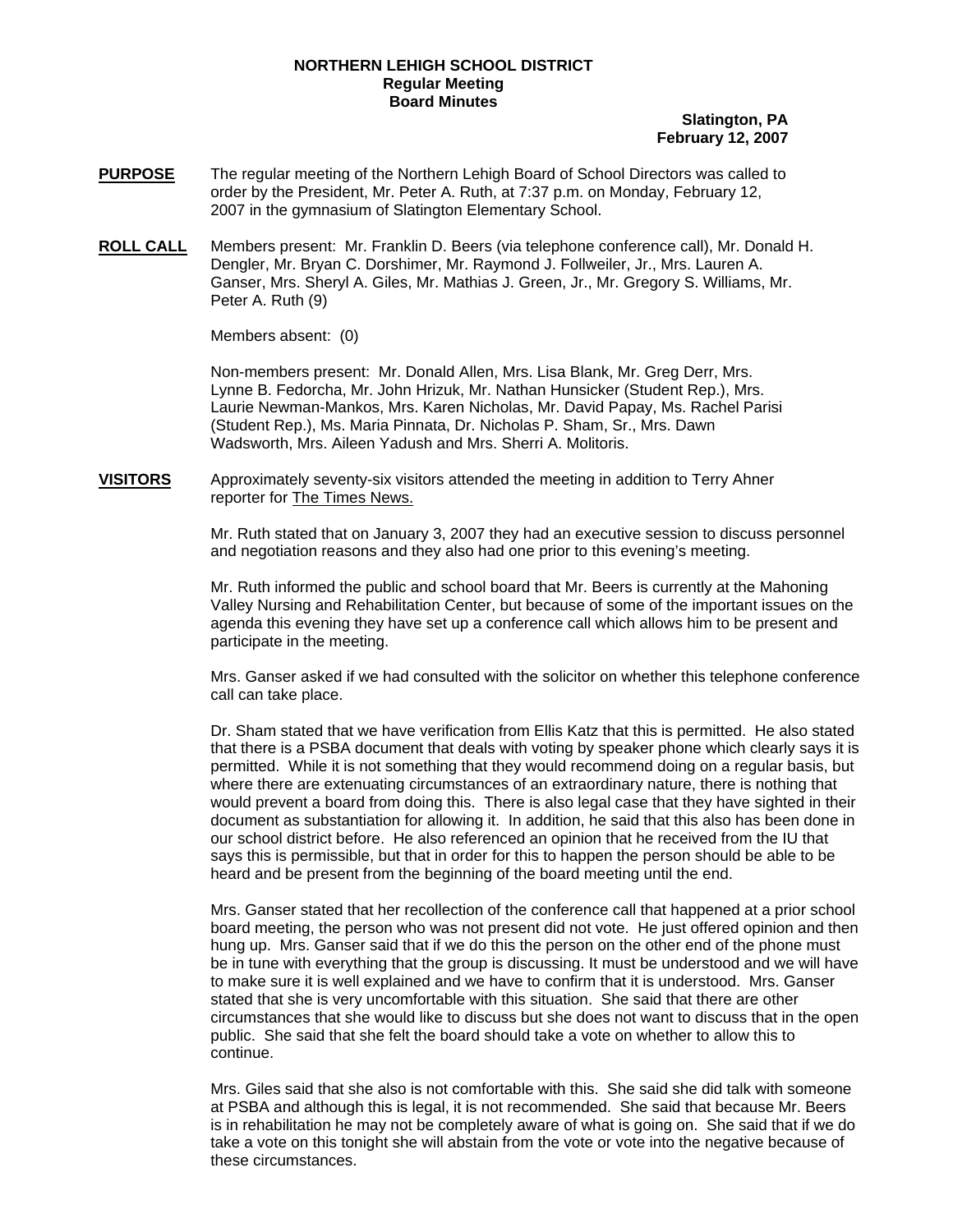**NORTHERN LEHIGH SCHOOL DISTRICT**
**Regular Meeting**
**Board Minutes**

**Slatington, PA**
**February 12, 2007**

**PURPOSE** The regular meeting of the Northern Lehigh Board of School Directors was called to order by the President, Mr. Peter A. Ruth, at 7:37 p.m. on Monday, February 12, 2007 in the gymnasium of Slatington Elementary School.

**ROLL CALL** Members present: Mr. Franklin D. Beers (via telephone conference call), Mr. Donald H. Dengler, Mr. Bryan C. Dorshimer, Mr. Raymond J. Follweiler, Jr., Mrs. Lauren A. Ganser, Mrs. Sheryl A. Giles, Mr. Mathias J. Green, Jr., Mr. Gregory S. Williams, Mr. Peter A. Ruth (9)

Members absent: (0)

Non-members present: Mr. Donald Allen, Mrs. Lisa Blank, Mr. Greg Derr, Mrs. Lynne B. Fedorcha, Mr. John Hrizuk, Mr. Nathan Hunsicker (Student Rep.), Mrs. Laurie Newman-Mankos, Mrs. Karen Nicholas, Mr. David Papay, Ms. Rachel Parisi (Student Rep.), Ms. Maria Pinnata, Dr. Nicholas P. Sham, Sr., Mrs. Dawn Wadsworth, Mrs. Aileen Yadush and Mrs. Sherri A. Molitoris.

**VISITORS** Approximately seventy-six visitors attended the meeting in addition to Terry Ahner reporter for The Times News.

Mr. Ruth stated that on January 3, 2007 they had an executive session to discuss personnel and negotiation reasons and they also had one prior to this evening's meeting.

Mr. Ruth informed the public and school board that Mr. Beers is currently at the Mahoning Valley Nursing and Rehabilitation Center, but because of some of the important issues on the agenda this evening they have set up a conference call which allows him to be present and participate in the meeting.

Mrs. Ganser asked if we had consulted with the solicitor on whether this telephone conference call can take place.

Dr. Sham stated that we have verification from Ellis Katz that this is permitted. He also stated that there is a PSBA document that deals with voting by speaker phone which clearly says it is permitted. While it is not something that they would recommend doing on a regular basis, but where there are extenuating circumstances of an extraordinary nature, there is nothing that would prevent a board from doing this. There is also legal case that they have sighted in their document as substantiation for allowing it. In addition, he said that this also has been done in our school district before. He also referenced an opinion that he received from the IU that says this is permissible, but that in order for this to happen the person should be able to be heard and be present from the beginning of the board meeting until the end.

Mrs. Ganser stated that her recollection of the conference call that happened at a prior school board meeting, the person who was not present did not vote. He just offered opinion and then hung up. Mrs. Ganser said that if we do this the person on the other end of the phone must be in tune with everything that the group is discussing. It must be understood and we will have to make sure it is well explained and we have to confirm that it is understood. Mrs. Ganser stated that she is very uncomfortable with this situation. She said that there are other circumstances that she would like to discuss but she does not want to discuss that in the open public. She said that she felt the board should take a vote on whether to allow this to continue.

Mrs. Giles said that she also is not comfortable with this. She said she did talk with someone at PSBA and although this is legal, it is not recommended. She said that because Mr. Beers is in rehabilitation he may not be completely aware of what is going on. She said that if we do take a vote on this tonight she will abstain from the vote or vote into the negative because of these circumstances.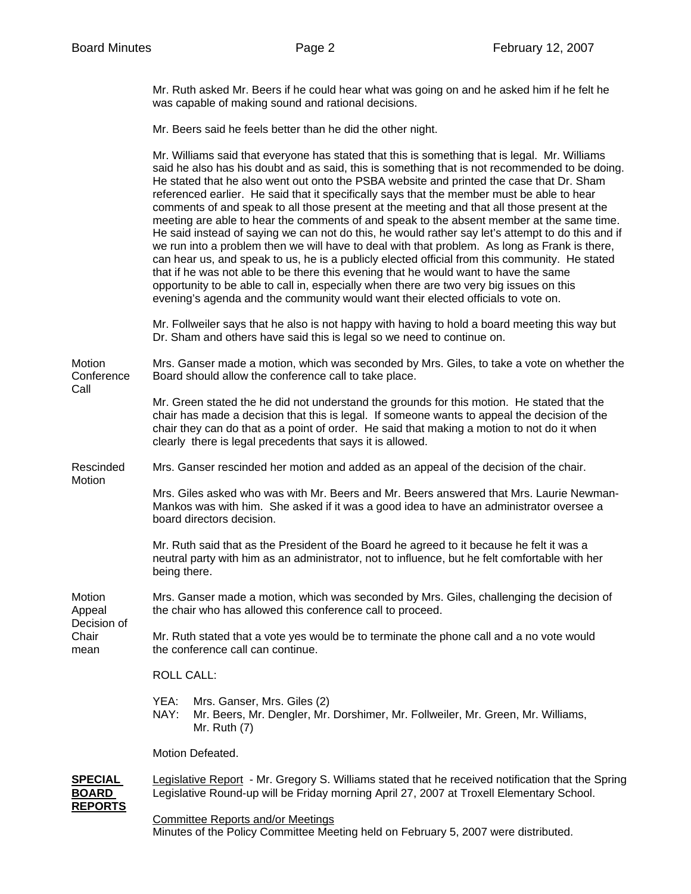Mr. Ruth asked Mr. Beers if he could hear what was going on and he asked him if he felt he was capable of making sound and rational decisions.

Mr. Beers said he feels better than he did the other night.

Mr. Williams said that everyone has stated that this is something that is legal. Mr. Williams said he also has his doubt and as said, this is something that is not recommended to be doing. He stated that he also went out onto the PSBA website and printed the case that Dr. Sham referenced earlier. He said that it specifically says that the member must be able to hear comments of and speak to all those present at the meeting and that all those present at the meeting are able to hear the comments of and speak to the absent member at the same time. He said instead of saying we can not do this, he would rather say let's attempt to do this and if we run into a problem then we will have to deal with that problem. As long as Frank is there, can hear us, and speak to us, he is a publicly elected official from this community. He stated that if he was not able to be there this evening that he would want to have the same opportunity to be able to call in, especially when there are two very big issues on this evening's agenda and the community would want their elected officials to vote on.

Mr. Follweiler says that he also is not happy with having to hold a board meeting this way but Dr. Sham and others have said this is legal so we need to continue on.

**Motion Conference Call**

Mrs. Ganser made a motion, which was seconded by Mrs. Giles, to take a vote on whether the Board should allow the conference call to take place.

Mr. Green stated the he did not understand the grounds for this motion. He stated that the chair has made a decision that this is legal. If someone wants to appeal the decision of the chair they can do that as a point of order. He said that making a motion to not do it when clearly there is legal precedents that says it is allowed.

**Rescinded Motion**

Mrs. Ganser rescinded her motion and added as an appeal of the decision of the chair.

Mrs. Giles asked who was with Mr. Beers and Mr. Beers answered that Mrs. Laurie Newman-Mankos was with him. She asked if it was a good idea to have an administrator oversee a board directors decision.

Mr. Ruth said that as the President of the Board he agreed to it because he felt it was a neutral party with him as an administrator, not to influence, but he felt comfortable with her being there.

**Motion Appeal Decision of Chair mean**

Mrs. Ganser made a motion, which was seconded by Mrs. Giles, challenging the decision of the chair who has allowed this conference call to proceed.

Mr. Ruth stated that a vote yes would be to terminate the phone call and a no vote would the conference call can continue.

ROLL CALL:

YEA: Mrs. Ganser, Mrs. Giles (2)
NAY: Mr. Beers, Mr. Dengler, Mr. Dorshimer, Mr. Follweiler, Mr. Green, Mr. Williams, Mr. Ruth (7)

Motion Defeated.

## SPECIAL BOARD REPORTS

Legislative Report - Mr. Gregory S. Williams stated that he received notification that the Spring Legislative Round-up will be Friday morning April 27, 2007 at Troxell Elementary School.

Committee Reports and/or Meetings
Minutes of the Policy Committee Meeting held on February 5, 2007 were distributed.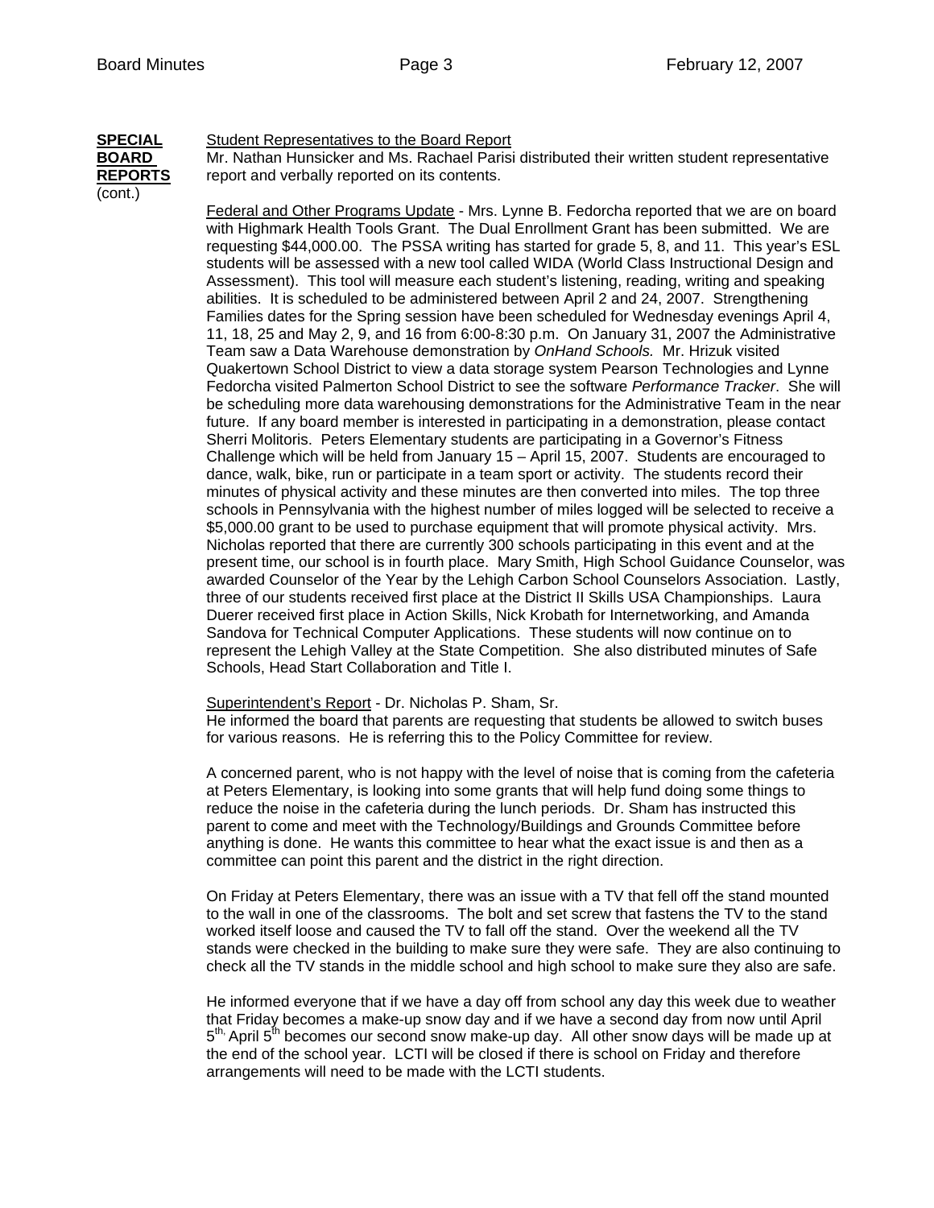**SPECIAL BOARD REPORTS** (cont.)

Student Representatives to the Board Report

Mr. Nathan Hunsicker and Ms. Rachael Parisi distributed their written student representative report and verbally reported on its contents.

Federal and Other Programs Update - Mrs. Lynne B. Fedorcha reported that we are on board with Highmark Health Tools Grant. The Dual Enrollment Grant has been submitted. We are requesting $44,000.00. The PSSA writing has started for grade 5, 8, and 11. This year's ESL students will be assessed with a new tool called WIDA (World Class Instructional Design and Assessment). This tool will measure each student's listening, reading, writing and speaking abilities. It is scheduled to be administered between April 2 and 24, 2007. Strengthening Families dates for the Spring session have been scheduled for Wednesday evenings April 4, 11, 18, 25 and May 2, 9, and 16 from 6:00-8:30 p.m. On January 31, 2007 the Administrative Team saw a Data Warehouse demonstration by *OnHand Schools.* Mr. Hrizuk visited Quakertown School District to view a data storage system Pearson Technologies and Lynne Fedorcha visited Palmerton School District to see the software *Performance Tracker*. She will be scheduling more data warehousing demonstrations for the Administrative Team in the near future. If any board member is interested in participating in a demonstration, please contact Sherri Molitoris. Peters Elementary students are participating in a Governor's Fitness Challenge which will be held from January 15 – April 15, 2007. Students are encouraged to dance, walk, bike, run or participate in a team sport or activity. The students record their minutes of physical activity and these minutes are then converted into miles. The top three schools in Pennsylvania with the highest number of miles logged will be selected to receive a $5,000.00 grant to be used to purchase equipment that will promote physical activity. Mrs. Nicholas reported that there are currently 300 schools participating in this event and at the present time, our school is in fourth place. Mary Smith, High School Guidance Counselor, was awarded Counselor of the Year by the Lehigh Carbon School Counselors Association. Lastly, three of our students received first place at the District II Skills USA Championships. Laura Duerer received first place in Action Skills, Nick Krobath for Internetworking, and Amanda Sandova for Technical Computer Applications. These students will now continue on to represent the Lehigh Valley at the State Competition. She also distributed minutes of Safe Schools, Head Start Collaboration and Title I.

Superintendent's Report - Dr. Nicholas P. Sham, Sr.

He informed the board that parents are requesting that students be allowed to switch buses for various reasons. He is referring this to the Policy Committee for review.

A concerned parent, who is not happy with the level of noise that is coming from the cafeteria at Peters Elementary, is looking into some grants that will help fund doing some things to reduce the noise in the cafeteria during the lunch periods. Dr. Sham has instructed this parent to come and meet with the Technology/Buildings and Grounds Committee before anything is done. He wants this committee to hear what the exact issue is and then as a committee can point this parent and the district in the right direction.

On Friday at Peters Elementary, there was an issue with a TV that fell off the stand mounted to the wall in one of the classrooms. The bolt and set screw that fastens the TV to the stand worked itself loose and caused the TV to fall off the stand. Over the weekend all the TV stands were checked in the building to make sure they were safe. They are also continuing to check all the TV stands in the middle school and high school to make sure they also are safe.

He informed everyone that if we have a day off from school any day this week due to weather that Friday becomes a make-up snow day and if we have a second day from now until April 5th, April 5th becomes our second snow make-up day. All other snow days will be made up at the end of the school year. LCTI will be closed if there is school on Friday and therefore arrangements will need to be made with the LCTI students.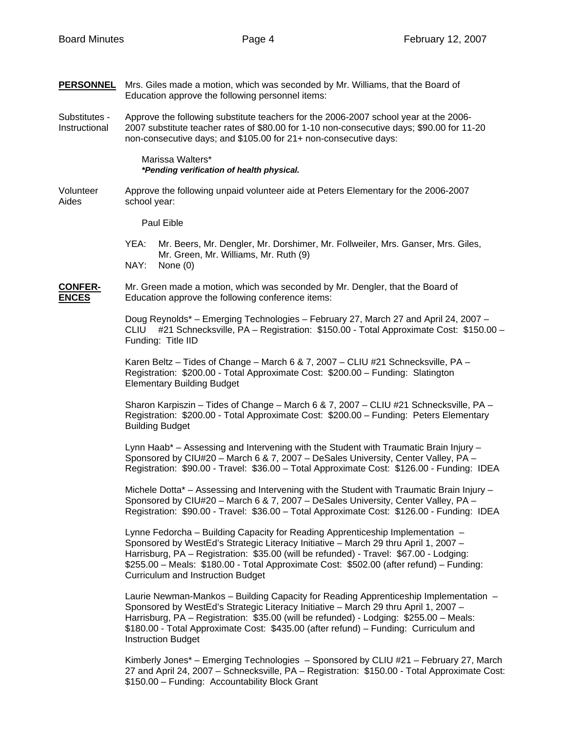**PERSONNEL** Mrs. Giles made a motion, which was seconded by Mr. Williams, that the Board of Education approve the following personnel items:

Substitutes - Instructional

Approve the following substitute teachers for the 2006-2007 school year at the 2006-2007 substitute teacher rates of $80.00 for 1-10 non-consecutive days; $90.00 for 11-20 non-consecutive days; and $105.00 for 21+ non-consecutive days:

Marissa Walters*
***Pending verification of health physical.***

Volunteer Aides

Approve the following unpaid volunteer aide at Peters Elementary for the 2006-2007 school year:

Paul Eible

YEA: Mr. Beers, Mr. Dengler, Mr. Dorshimer, Mr. Follweiler, Mrs. Ganser, Mrs. Giles, Mr. Green, Mr. Williams, Mr. Ruth (9)
NAY: None (0)

**CONFERENCES** Mr. Green made a motion, which was seconded by Mr. Dengler, that the Board of Education approve the following conference items:

Doug Reynolds* – Emerging Technologies – February 27, March 27 and April 24, 2007 – CLIU #21 Schnecksville, PA – Registration: $150.00 - Total Approximate Cost: $150.00 – Funding: Title IID

Karen Beltz – Tides of Change – March 6 & 7, 2007 – CLIU #21 Schnecksville, PA – Registration: $200.00 - Total Approximate Cost: $200.00 – Funding: Slatington Elementary Building Budget

Sharon Karpiszin – Tides of Change – March 6 & 7, 2007 – CLIU #21 Schnecksville, PA – Registration: $200.00 - Total Approximate Cost: $200.00 – Funding: Peters Elementary Building Budget

Lynn Haab* – Assessing and Intervening with the Student with Traumatic Brain Injury – Sponsored by CIU#20 – March 6 & 7, 2007 – DeSales University, Center Valley, PA – Registration: $90.00 - Travel: $36.00 – Total Approximate Cost: $126.00 - Funding: IDEA

Michele Dotta* – Assessing and Intervening with the Student with Traumatic Brain Injury – Sponsored by CIU#20 – March 6 & 7, 2007 – DeSales University, Center Valley, PA – Registration: $90.00 - Travel: $36.00 – Total Approximate Cost: $126.00 - Funding: IDEA

Lynne Fedorcha – Building Capacity for Reading Apprenticeship Implementation – Sponsored by WestEd's Strategic Literacy Initiative – March 29 thru April 1, 2007 – Harrisburg, PA – Registration: $35.00 (will be refunded) - Travel: $67.00 - Lodging: $255.00 – Meals: $180.00 - Total Approximate Cost: $502.00 (after refund) – Funding: Curriculum and Instruction Budget

Laurie Newman-Mankos – Building Capacity for Reading Apprenticeship Implementation – Sponsored by WestEd's Strategic Literacy Initiative – March 29 thru April 1, 2007 – Harrisburg, PA – Registration: $35.00 (will be refunded) - Lodging: $255.00 – Meals: $180.00 - Total Approximate Cost: $435.00 (after refund) – Funding: Curriculum and Instruction Budget

Kimberly Jones* – Emerging Technologies – Sponsored by CLIU #21 – February 27, March 27 and April 24, 2007 – Schnecksville, PA – Registration: $150.00 - Total Approximate Cost: $150.00 – Funding: Accountability Block Grant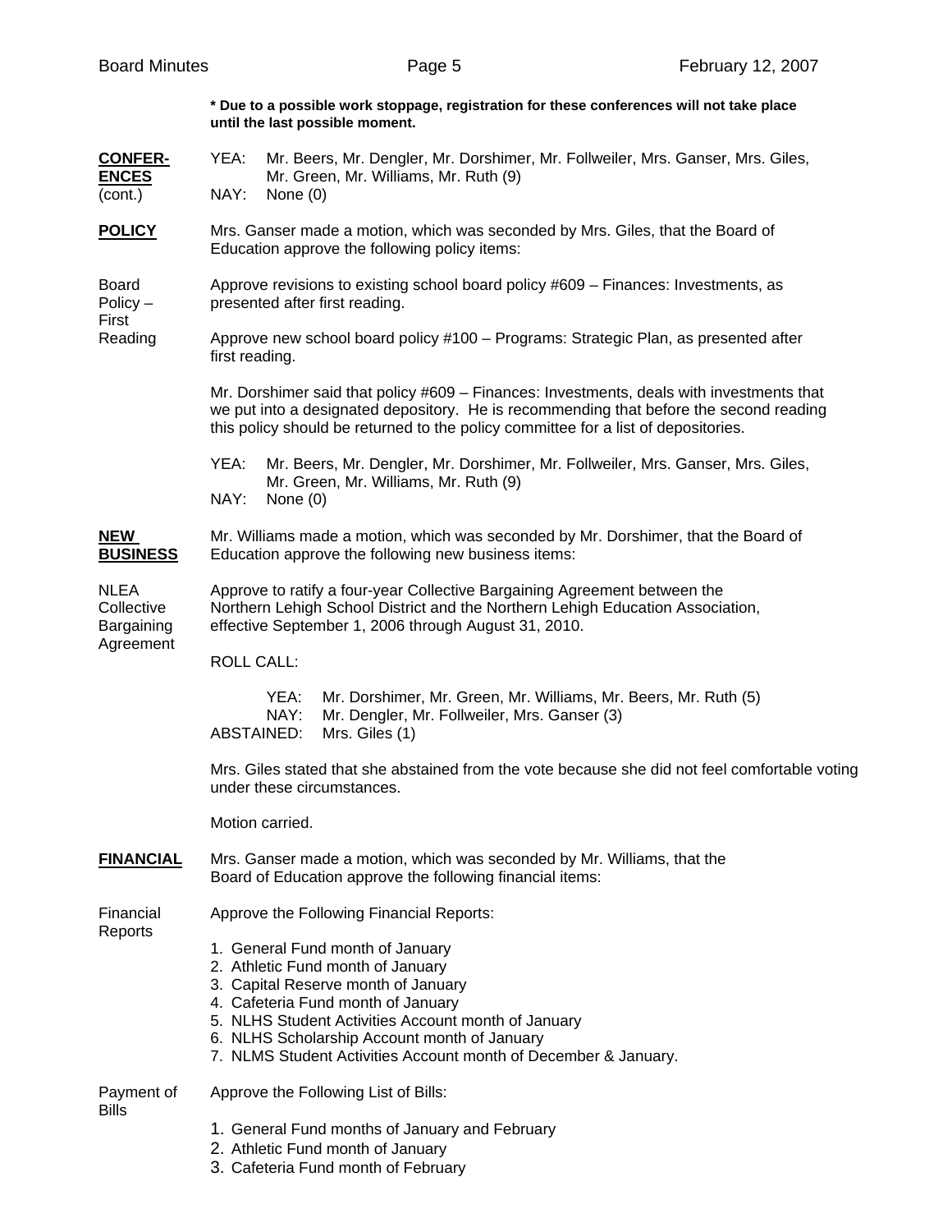**\* Due to a possible work stoppage, registration for these conferences will not take place until the last possible moment.**

**CONFER-ENCES** (cont.)

YEA: Mr. Beers, Mr. Dengler, Mr. Dorshimer, Mr. Follweiler, Mrs. Ganser, Mrs. Giles, Mr. Green, Mr. Williams, Mr. Ruth (9)
NAY: None (0)

**POLICY**

Mrs. Ganser made a motion, which was seconded by Mrs. Giles, that the Board of Education approve the following policy items:

Board Policy – First Reading

Approve revisions to existing school board policy #609 – Finances: Investments, as presented after first reading.

Approve new school board policy #100 – Programs: Strategic Plan, as presented after first reading.

Mr. Dorshimer said that policy #609 – Finances: Investments, deals with investments that we put into a designated depository. He is recommending that before the second reading this policy should be returned to the policy committee for a list of depositories.

YEA: Mr. Beers, Mr. Dengler, Mr. Dorshimer, Mr. Follweiler, Mrs. Ganser, Mrs. Giles, Mr. Green, Mr. Williams, Mr. Ruth (9)
NAY: None (0)

**NEW BUSINESS**

Mr. Williams made a motion, which was seconded by Mr. Dorshimer, that the Board of Education approve the following new business items:

NLEA Collective Bargaining Agreement

Approve to ratify a four-year Collective Bargaining Agreement between the Northern Lehigh School District and the Northern Lehigh Education Association, effective September 1, 2006 through August 31, 2010.

ROLL CALL:

YEA: Mr. Dorshimer, Mr. Green, Mr. Williams, Mr. Beers, Mr. Ruth (5)
NAY: Mr. Dengler, Mr. Follweiler, Mrs. Ganser (3)
ABSTAINED: Mrs. Giles (1)

Mrs. Giles stated that she abstained from the vote because she did not feel comfortable voting under these circumstances.

Motion carried.

**FINANCIAL**

Mrs. Ganser made a motion, which was seconded by Mr. Williams, that the Board of Education approve the following financial items:

Financial Reports

Approve the Following Financial Reports:

1. General Fund month of January
2. Athletic Fund month of January
3. Capital Reserve month of January
4. Cafeteria Fund month of January
5. NLHS Student Activities Account month of January
6. NLHS Scholarship Account month of January
7. NLMS Student Activities Account month of December & January.

Payment of Bills

Approve the Following List of Bills:

1. General Fund months of January and February
2. Athletic Fund month of January
3. Cafeteria Fund month of February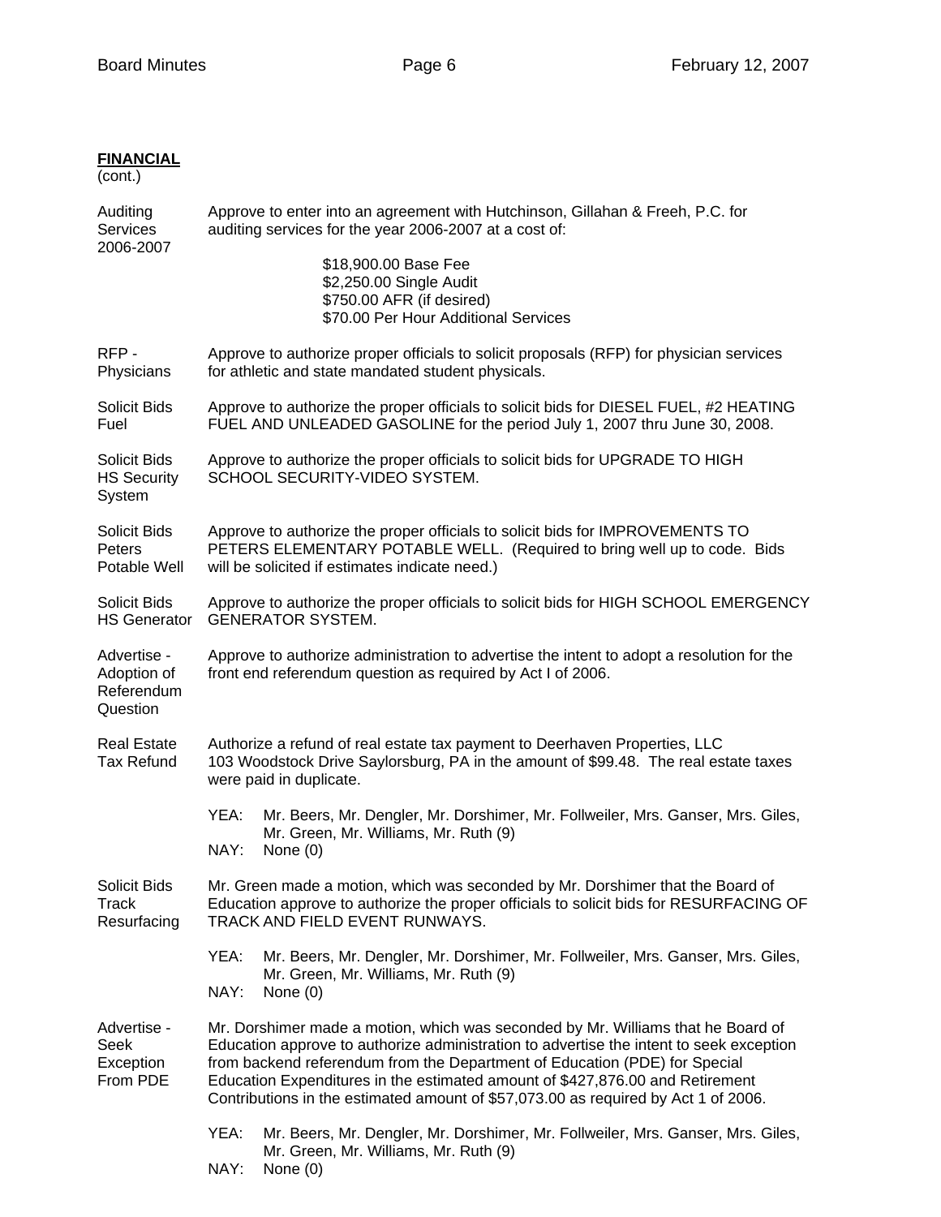**FINANCIAL**
(cont.)

**Auditing Services 2006-2007**

Approve to enter into an agreement with Hutchinson, Gillahan & Freeh, P.C. for auditing services for the year 2006-2007 at a cost of:

$18,900.00 Base Fee
$2,250.00 Single Audit
$750.00 AFR (if desired)
$70.00 Per Hour Additional Services

**RFP - Physicians**

Approve to authorize proper officials to solicit proposals (RFP) for physician services for athletic and state mandated student physicals.

**Solicit Bids Fuel**

Approve to authorize the proper officials to solicit bids for DIESEL FUEL, #2 HEATING FUEL AND UNLEADED GASOLINE for the period July 1, 2007 thru June 30, 2008.

**Solicit Bids HS Security System**

Approve to authorize the proper officials to solicit bids for UPGRADE TO HIGH SCHOOL SECURITY-VIDEO SYSTEM.

**Solicit Bids Peters Potable Well**

Approve to authorize the proper officials to solicit bids for IMPROVEMENTS TO PETERS ELEMENTARY POTABLE WELL. (Required to bring well up to code. Bids will be solicited if estimates indicate need.)

**Solicit Bids HS Generator**

Approve to authorize the proper officials to solicit bids for HIGH SCHOOL EMERGENCY GENERATOR SYSTEM.

**Advertise - Adoption of Referendum Question**

Approve to authorize administration to advertise the intent to adopt a resolution for the front end referendum question as required by Act I of 2006.

**Real Estate Tax Refund**

Authorize a refund of real estate tax payment to Deerhaven Properties, LLC 103 Woodstock Drive Saylorsburg, PA in the amount of $99.48. The real estate taxes were paid in duplicate.

YEA: Mr. Beers, Mr. Dengler, Mr. Dorshimer, Mr. Follweiler, Mrs. Ganser, Mrs. Giles, Mr. Green, Mr. Williams, Mr. Ruth (9)
NAY: None (0)

**Solicit Bids Track Resurfacing**

Mr. Green made a motion, which was seconded by Mr. Dorshimer that the Board of Education approve to authorize the proper officials to solicit bids for RESURFACING OF TRACK AND FIELD EVENT RUNWAYS.

YEA: Mr. Beers, Mr. Dengler, Mr. Dorshimer, Mr. Follweiler, Mrs. Ganser, Mrs. Giles, Mr. Green, Mr. Williams, Mr. Ruth (9)
NAY: None (0)

**Advertise - Seek Exception From PDE**

Mr. Dorshimer made a motion, which was seconded by Mr. Williams that he Board of Education approve to authorize administration to advertise the intent to seek exception from backend referendum from the Department of Education (PDE) for Special Education Expenditures in the estimated amount of $427,876.00 and Retirement Contributions in the estimated amount of $57,073.00 as required by Act 1 of 2006.

YEA: Mr. Beers, Mr. Dengler, Mr. Dorshimer, Mr. Follweiler, Mrs. Ganser, Mrs. Giles, Mr. Green, Mr. Williams, Mr. Ruth (9)
NAY: None (0)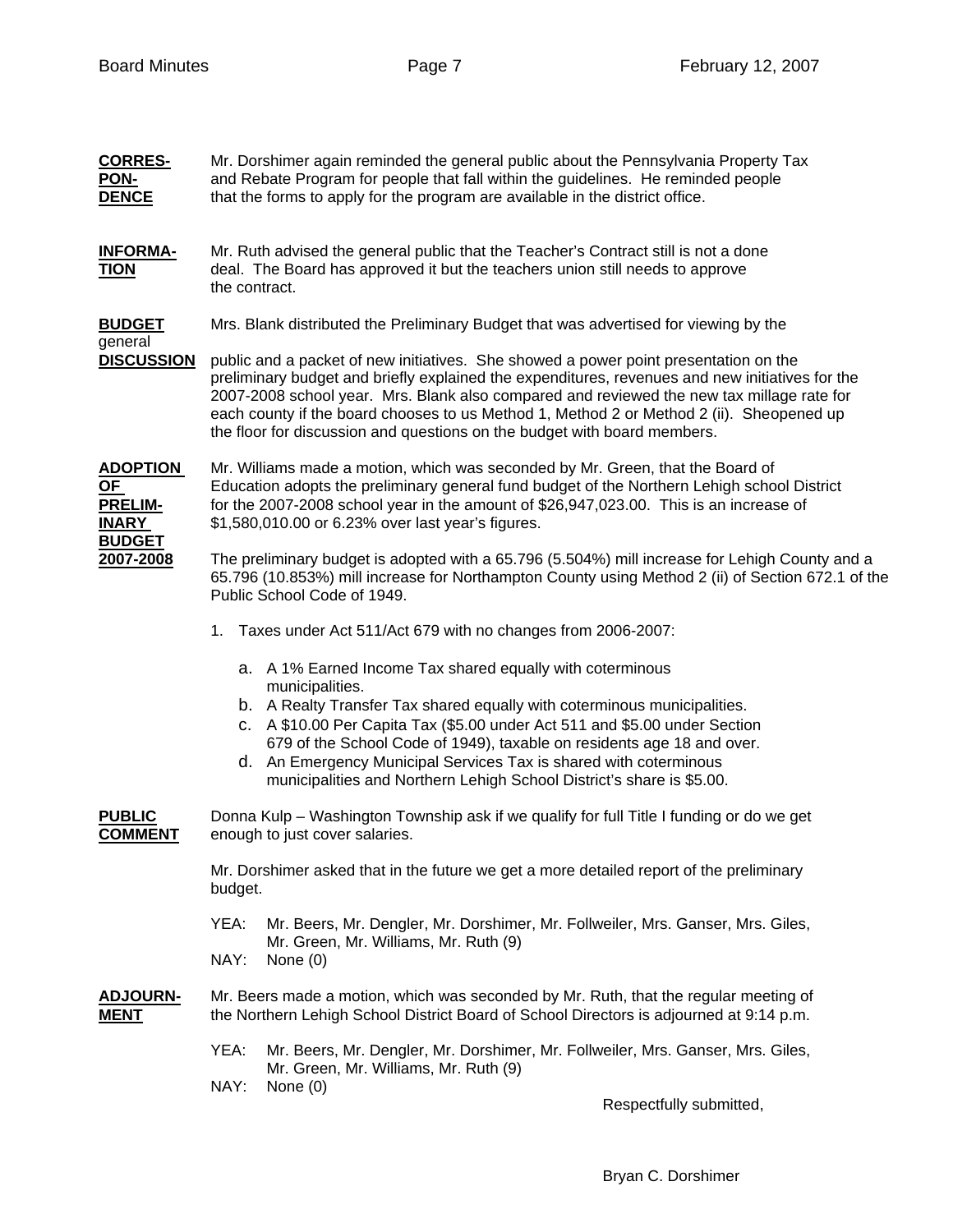**CORRES-PON-DENCE** Mr. Dorshimer again reminded the general public about the Pennsylvania Property Tax and Rebate Program for people that fall within the guidelines. He reminded people that the forms to apply for the program are available in the district office.

**INFORMA-TION** Mr. Ruth advised the general public that the Teacher's Contract still is not a done deal. The Board has approved it but the teachers union still needs to approve the contract.

**BUDGET** general **DISCUSSION** Mrs. Blank distributed the Preliminary Budget that was advertised for viewing by the public and a packet of new initiatives. She showed a power point presentation on the preliminary budget and briefly explained the expenditures, revenues and new initiatives for the 2007-2008 school year. Mrs. Blank also compared and reviewed the new tax millage rate for each county if the board chooses to us Method 1, Method 2 or Method 2 (ii). Sheopened up the floor for discussion and questions on the budget with board members.

**ADOPTION OF PRELIM-INARY BUDGET 2007-2008** Mr. Williams made a motion, which was seconded by Mr. Green, that the Board of Education adopts the preliminary general fund budget of the Northern Lehigh school District for the 2007-2008 school year in the amount of $26,947,023.00. This is an increase of $1,580,010.00 or 6.23% over last year's figures.

The preliminary budget is adopted with a 65.796 (5.504%) mill increase for Lehigh County and a 65.796 (10.853%) mill increase for Northampton County using Method 2 (ii) of Section 672.1 of the Public School Code of 1949.

1. Taxes under Act 511/Act 679 with no changes from 2006-2007:

   a. A 1% Earned Income Tax shared equally with coterminous municipalities.
   b. A Realty Transfer Tax shared equally with coterminous municipalities.
   c. A $10.00 Per Capita Tax ($5.00 under Act 511 and $5.00 under Section 679 of the School Code of 1949), taxable on residents age 18 and over.
   d. An Emergency Municipal Services Tax is shared with coterminous municipalities and Northern Lehigh School District's share is $5.00.

**PUBLIC COMMENT** Donna Kulp – Washington Township ask if we qualify for full Title I funding or do we get enough to just cover salaries.

Mr. Dorshimer asked that in the future we get a more detailed report of the preliminary budget.

YEA: Mr. Beers, Mr. Dengler, Mr. Dorshimer, Mr. Follweiler, Mrs. Ganser, Mrs. Giles, Mr. Green, Mr. Williams, Mr. Ruth (9)
NAY: None (0)

**ADJOURN-MENT** Mr. Beers made a motion, which was seconded by Mr. Ruth, that the regular meeting of the Northern Lehigh School District Board of School Directors is adjourned at 9:14 p.m.

YEA: Mr. Beers, Mr. Dengler, Mr. Dorshimer, Mr. Follweiler, Mrs. Ganser, Mrs. Giles, Mr. Green, Mr. Williams, Mr. Ruth (9)
NAY: None (0)

Respectfully submitted,

Bryan C. Dorshimer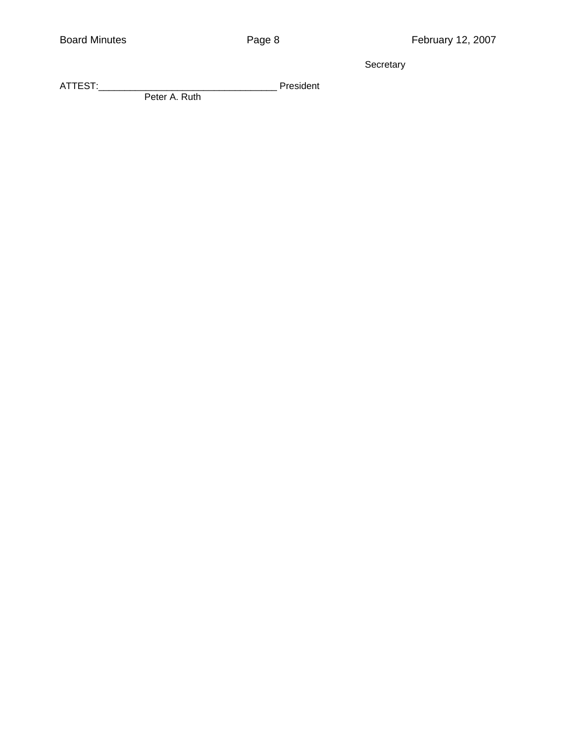Secretary

ATTEST:___________________________________ President
Peter A. Ruth